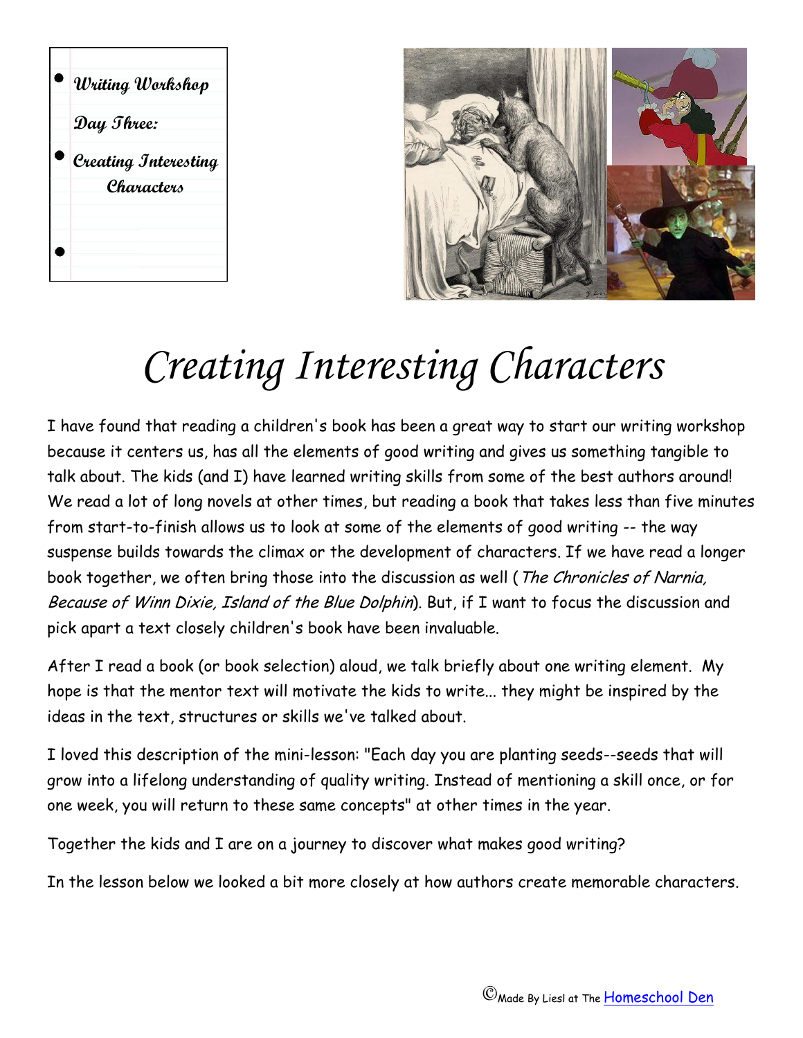Writing Workshop

Day Three:

Creating Interesting Characters

# Creating Interesting Characters

I have found that reading a children's book has been a great way to start our writing workshop because it centers us, has all the elements of good writing and gives us something tangible to talk about. The kids (and I) have learned writing skills from some of the best authors around! We read a lot of long novels at other times, but reading a book that takes less than five minutes from start-to-finish allows us to look at some of the elements of good writing -- the way suspense builds towards the climax or the development of characters. If we have read a longer book together, we often bring those into the discussion as well (*The Chronicles of Narnia, Because of Winn Dixie, Island of the Blue Dolphin*). But, if I want to focus the discussion and pick apart a text closely children's book have been invaluable.

After I read a book (or book selection) aloud, we talk briefly about one writing element. My hope is that the mentor text will motivate the kids to write... they might be inspired by the ideas in the text, structures or skills we've talked about.

I loved this description of the mini-lesson: "Each day you are planting seeds--seeds that will grow into a lifelong understanding of quality writing. Instead of mentioning a skill once, or for one week, you will return to these same concepts" at other times in the year.

Together the kids and I are on a journey to discover what makes good writing?

In the lesson below we looked a bit more closely at how authors create memorable characters.

©Made By Liesl at The Homeschool Den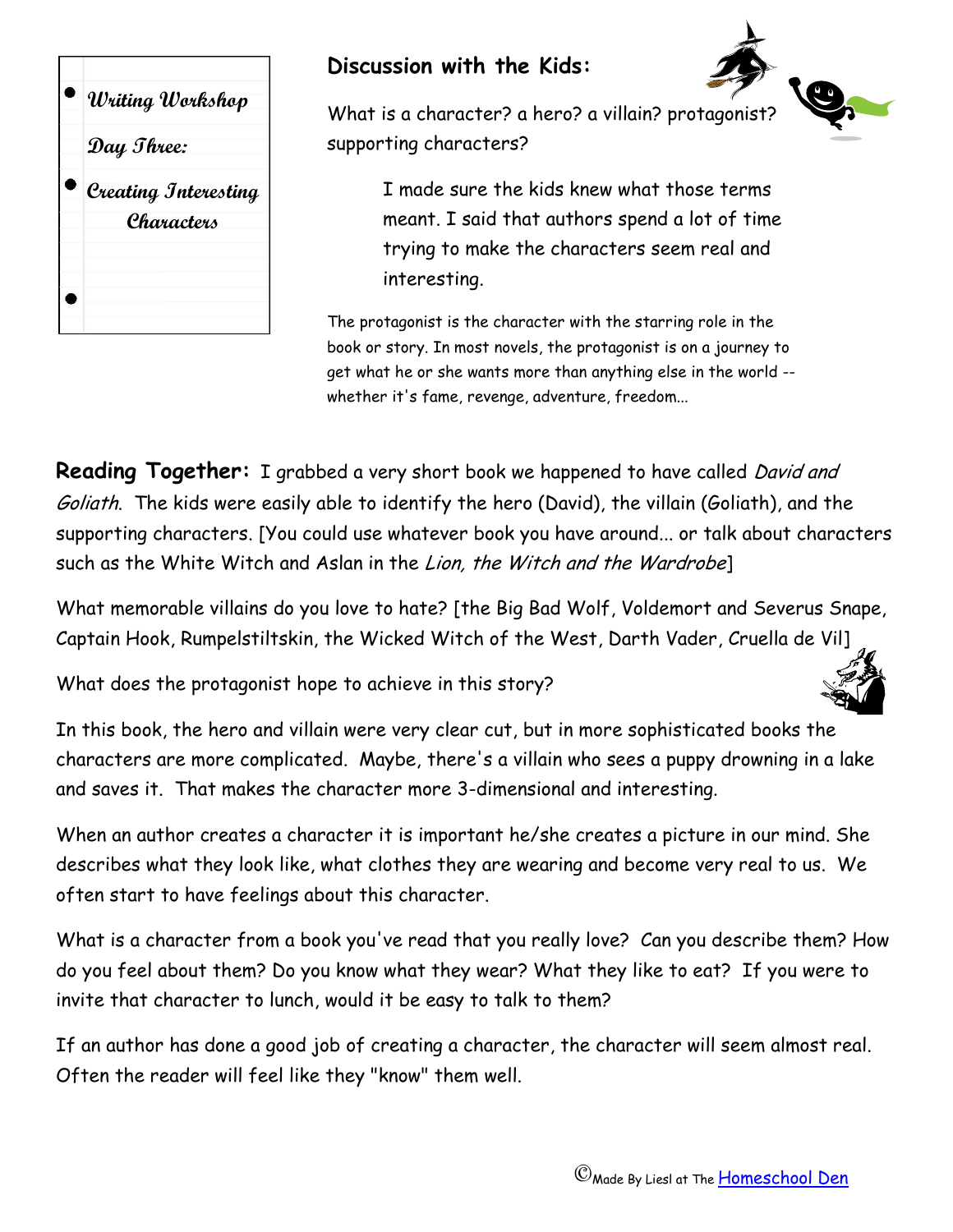- *Writing Workshop*

  *Day Three:*

- *Creating Interesting Characters*

## Discussion with the Kids:

What is a character? a hero? a villain? protagonist? supporting characters?

> I made sure the kids knew what those terms meant. I said that authors spend a lot of time trying to make the characters seem real and interesting.

The protagonist is the character with the starring role in the book or story. In most novels, the protagonist is on a journey to get what he or she wants more than anything else in the world -- whether it's fame, revenge, adventure, freedom...

**Reading Together:** I grabbed a very short book we happened to have called *David and Goliath*. The kids were easily able to identify the hero (David), the villain (Goliath), and the supporting characters. [You could use whatever book you have around... or talk about characters such as the White Witch and Aslan in the *Lion, the Witch and the Wardrobe*]

What memorable villains do you love to hate? [the Big Bad Wolf, Voldemort and Severus Snape, Captain Hook, Rumpelstiltskin, the Wicked Witch of the West, Darth Vader, Cruella de Vil]

What does the protagonist hope to achieve in this story?

In this book, the hero and villain were very clear cut, but in more sophisticated books the characters are more complicated. Maybe, there's a villain who sees a puppy drowning in a lake and saves it. That makes the character more 3-dimensional and interesting.

When an author creates a character it is important he/she creates a picture in our mind. She describes what they look like, what clothes they are wearing and become very real to us. We often start to have feelings about this character.

What is a character from a book you've read that you really love? Can you describe them? How do you feel about them? Do you know what they wear? What they like to eat? If you were to invite that character to lunch, would it be easy to talk to them?

If an author has done a good job of creating a character, the character will seem almost real. Often the reader will feel like they "know" them well.

©Made By Liesl at The Homeschool Den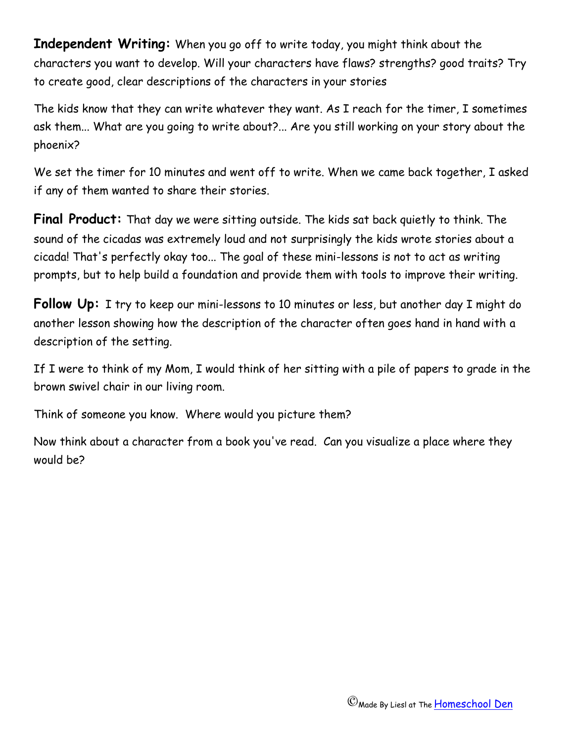**Independent Writing:** When you go off to write today, you might think about the characters you want to develop. Will your characters have flaws? strengths? good traits? Try to create good, clear descriptions of the characters in your stories

The kids know that they can write whatever they want. As I reach for the timer, I sometimes ask them... What are you going to write about?... Are you still working on your story about the phoenix?

We set the timer for 10 minutes and went off to write. When we came back together, I asked if any of them wanted to share their stories.

**Final Product:** That day we were sitting outside. The kids sat back quietly to think. The sound of the cicadas was extremely loud and not surprisingly the kids wrote stories about a cicada! That's perfectly okay too... The goal of these mini-lessons is not to act as writing prompts, but to help build a foundation and provide them with tools to improve their writing.

**Follow Up:** I try to keep our mini-lessons to 10 minutes or less, but another day I might do another lesson showing how the description of the character often goes hand in hand with a description of the setting.

If I were to think of my Mom, I would think of her sitting with a pile of papers to grade in the brown swivel chair in our living room.

Think of someone you know. Where would you picture them?

Now think about a character from a book you've read. Can you visualize a place where they would be?

©Made By Liesl at The Homeschool Den